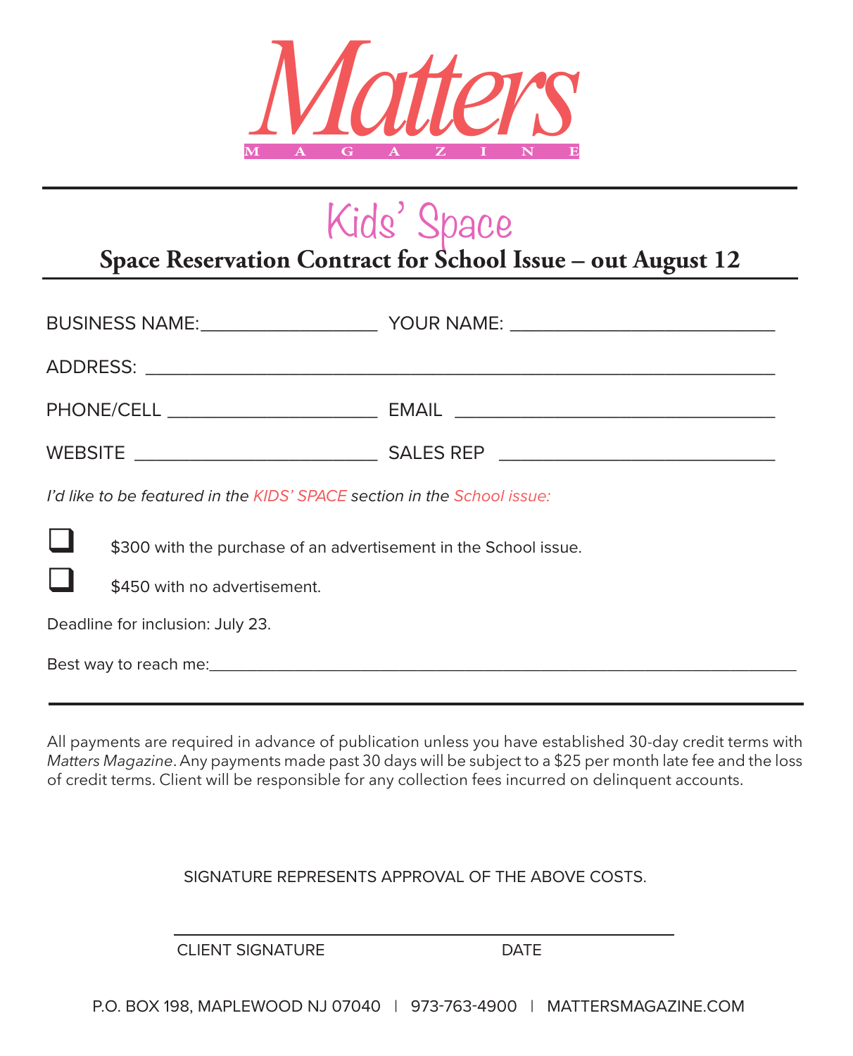# Matters

MAGAZINE

## Kids' Space

### Space Reservation Contract for School Issue – out August 12

BUSINESS NAME:_________________ YOUR NAME: ___________________________

ADDRESS: ________________________________________________________________

PHONE/CELL _____________________ EMAIL _________________________________

WEBSITE ________________________ SALES REP ____________________________

*I'd like to be featured in the KIDS' SPACE section in the School issue:*

- ☐ $300 with the purchase of an advertisement in the School issue.
- ☐ $450 with no advertisement.

Deadline for inclusion: July 23.

Best way to reach me:____________________________________________________________

All payments are required in advance of publication unless you have established 30-day credit terms with *Matters Magazine*. Any payments made past 30 days will be subject to a $25 per month late fee and the loss of credit terms. Client will be responsible for any collection fees incurred on delinquent accounts.

SIGNATURE REPRESENTS APPROVAL OF THE ABOVE COSTS.

_______________________________________________

CLIENT SIGNATURE DATE

P.O. BOX 198, MAPLEWOOD NJ 07040 | 973-763-4900 | MATTERSMAGAZINE.COM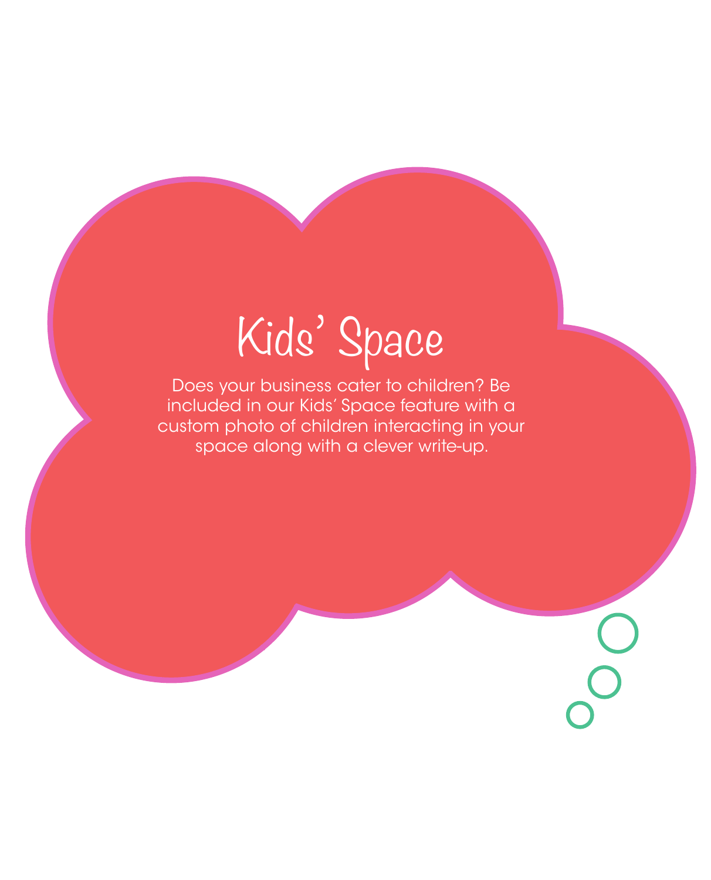# Kids' Space

Does your business cater to children? Be included in our Kids' Space feature with a custom photo of children interacting in your space along with a clever write-up.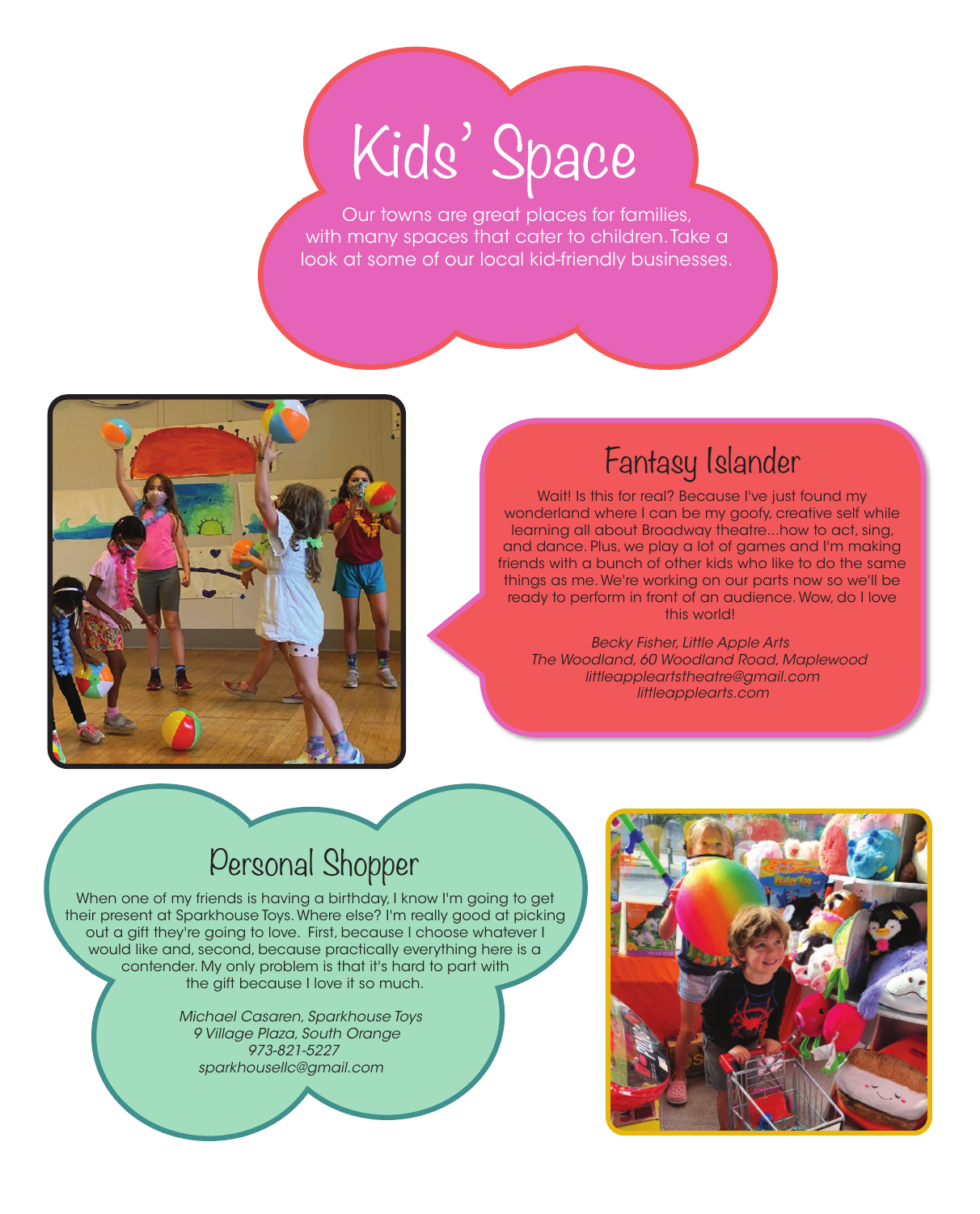# Kids' Space

Our towns are great places for families, with many spaces that cater to children. Take a look at some of our local kid-friendly businesses.

## Fantasy Islander

Wait! Is this for real? Because I've just found my wonderland where I can be my goofy, creative self while learning all about Broadway theatre...how to act, sing, and dance. Plus, we play a lot of games and I'm making friends with a bunch of other kids who like to do the same things as me. We're working on our parts now so we'll be ready to perform in front of an audience. Wow, do I love this world!

*Becky Fisher, Little Apple Arts*
*The Woodland, 60 Woodland Road, Maplewood*
*littleappleartstheatre@gmail.com*
*littleapplearts.com*

## Personal Shopper

When one of my friends is having a birthday, I know I'm going to get their present at Sparkhouse Toys. Where else? I'm really good at picking out a gift they're going to love. First, because I choose whatever I would like and, second, because practically everything here is a contender. My only problem is that it's hard to part with the gift because I love it so much.

*Michael Casaren, Sparkhouse Toys*
*9 Village Plaza, South Orange*
*973-821-5227*
*sparkhousellc@gmail.com*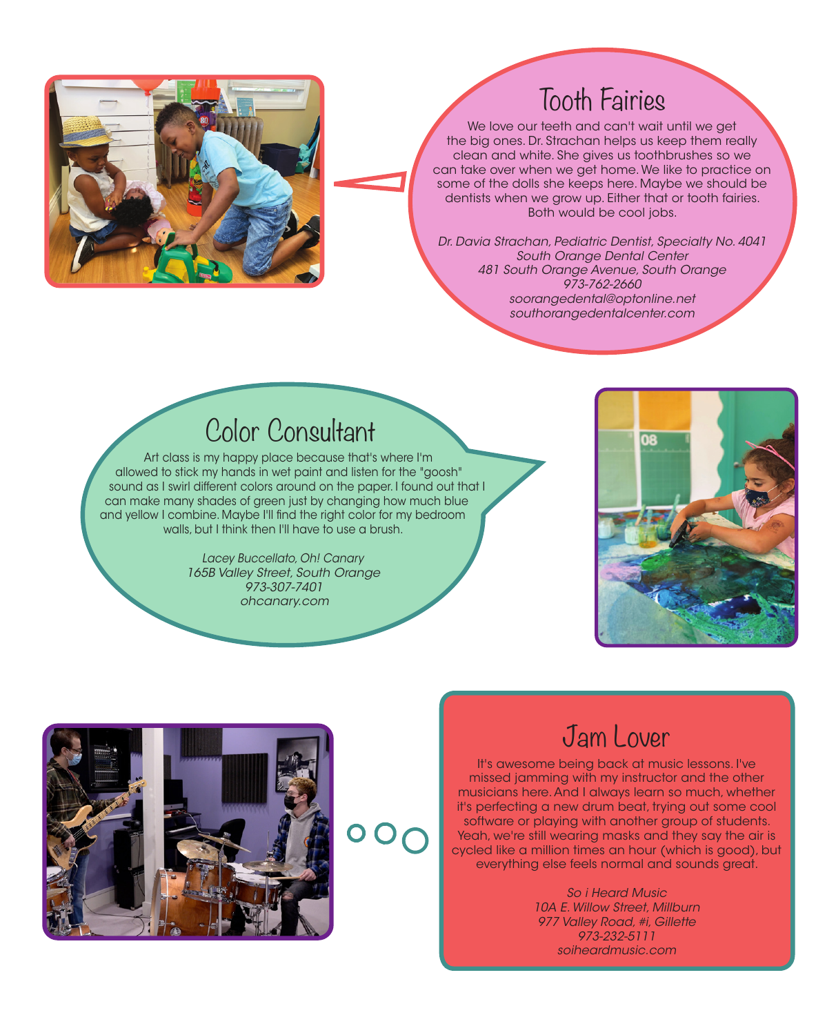## Tooth Fairies

We love our teeth and can't wait until we get the big ones. Dr. Strachan helps us keep them really clean and white. She gives us toothbrushes so we can take over when we get home. We like to practice on some of the dolls she keeps here. Maybe we should be dentists when we grow up. Either that or tooth fairies. Both would be cool jobs.

*Dr. Davia Strachan, Pediatric Dentist, Specialty No. 4041*
*South Orange Dental Center*
*481 South Orange Avenue, South Orange*
*973-762-2660*
*soorangedental@optonline.net*
*southorangedentalcenter.com*

## Color Consultant

Art class is my happy place because that's where I'm allowed to stick my hands in wet paint and listen for the "goosh" sound as I swirl different colors around on the paper. I found out that I can make many shades of green just by changing how much blue and yellow I combine. Maybe I'll find the right color for my bedroom walls, but I think then I'll have to use a brush.

*Lacey Buccellato, Oh! Canary*
*165B Valley Street, South Orange*
*973-307-7401*
*ohcanary.com*

## Jam Lover

It's awesome being back at music lessons. I've missed jamming with my instructor and the other musicians here. And I always learn so much, whether it's perfecting a new drum beat, trying out some cool software or playing with another group of students. Yeah, we're still wearing masks and they say the air is cycled like a million times an hour (which is good), but everything else feels normal and sounds great.

*So i Heard Music*
*10A E. Willow Street, Millburn*
*977 Valley Road, #i, Gillette*
*973-232-5111*
*soiheardmusic.com*